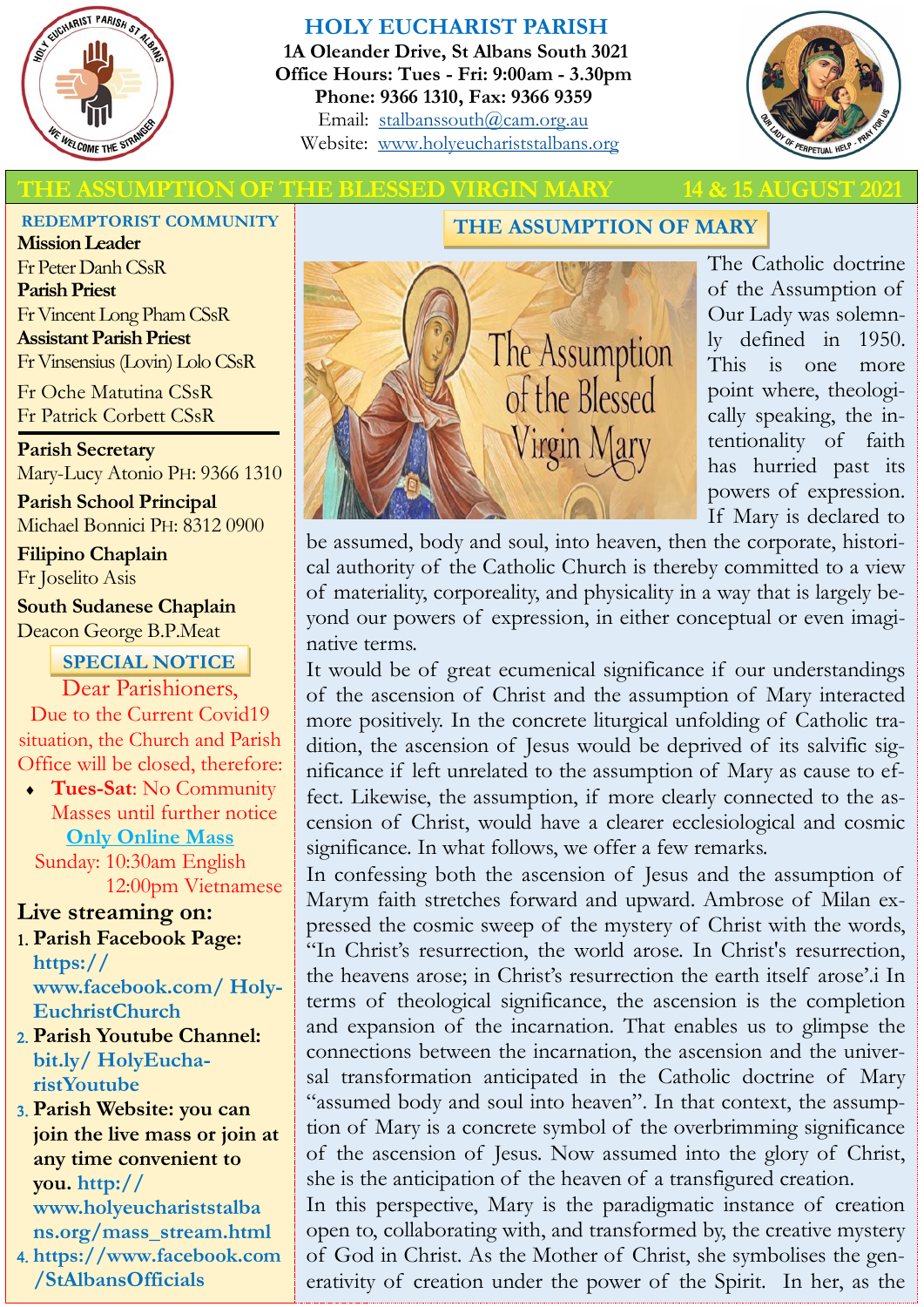# HOLY EUCHARIST PARISH

**1A Oleander Drive, St Albans South 3021**
**Office Hours: Tues - Fri: 9:00am - 3.30pm**
**Phone: 9366 1310, Fax: 9366 9359**
Email: stalbanssouth@cam.org.au
Website: www.holyeucharistst albans.org

## THE ASSUMPTION OF THE BLESSED VIRGIN MARY — 14 & 15 AUGUST 2021

**REDEMPTORIST COMMUNITY**

**Mission Leader**
Fr Peter Danh CSsR

**Parish Priest**
Fr Vincent Long Pham CSsR

**Assistant Parish Priest**
Fr Vinsensius (Lovin) Lolo CSsR

Fr Oche Matutina CSsR
Fr Patrick Corbett CSsR

**Parish Secretary**
Mary-Lucy Atonio PH: 9366 1310

**Parish School Principal**
Michael Bonnici PH: 8312 0900

**Filipino Chaplain**
Fr Joselito Asis

**South Sudanese Chaplain**
Deacon George B.P.Meat

**SPECIAL NOTICE**

Dear Parishioners,
Due to the Current Covid19 situation, the Church and Parish Office will be closed, therefore:

- **Tues-Sat**: No Community Masses until further notice

**Only Online Mass**
Sunday: 10:30am English
12:00pm Vietnamese

**Live streaming on:**

1. **Parish Facebook Page: https://www.facebook.com/ HolyEuchristChurch**
2. **Parish Youtube Channel: bit.ly/ HolyEucharistYoutube**
3. **Parish Website: you can join the live mass or join at any time convenient to you. http://www.holyeucharistst albans.org/mass_stream.html**
4. **https://www.facebook.com/StAlbansOfficials**

## THE ASSUMPTION OF MARY

The Catholic doctrine of the Assumption of Our Lady was solemnly defined in 1950. This is one more point where, theologically speaking, the intentionality of faith has hurried past its powers of expression. If Mary is declared to be assumed, body and soul, into heaven, then the corporate, historical authority of the Catholic Church is thereby committed to a view of materiality, corporeality, and physicality in a way that is largely beyond our powers of expression, in either conceptual or even imaginative terms.

It would be of great ecumenical significance if our understandings of the ascension of Christ and the assumption of Mary interacted more positively. In the concrete liturgical unfolding of Catholic tradition, the ascension of Jesus would be deprived of its salvific significance if left unrelated to the assumption of Mary as cause to effect. Likewise, the assumption, if more clearly connected to the ascension of Christ, would have a clearer ecclesiological and cosmic significance. In what follows, we offer a few remarks.

In confessing both the ascension of Jesus and the assumption of Marym faith stretches forward and upward. Ambrose of Milan expressed the cosmic sweep of the mystery of Christ with the words, "In Christ's resurrection, the world arose. In Christ's resurrection, the heavens arose; in Christ's resurrection the earth itself arose'.i In terms of theological significance, the ascension is the completion and expansion of the incarnation. That enables us to glimpse the connections between the incarnation, the ascension and the universal transformation anticipated in the Catholic doctrine of Mary "assumed body and soul into heaven". In that context, the assumption of Mary is a concrete symbol of the overbrimming significance of the ascension of Jesus. Now assumed into the glory of Christ, she is the anticipation of the heaven of a transfigured creation.

In this perspective, Mary is the paradigmatic instance of creation open to, collaborating with, and transformed by, the creative mystery of God in Christ. As the Mother of Christ, she symbolises the generativity of creation under the power of the Spirit. In her, as the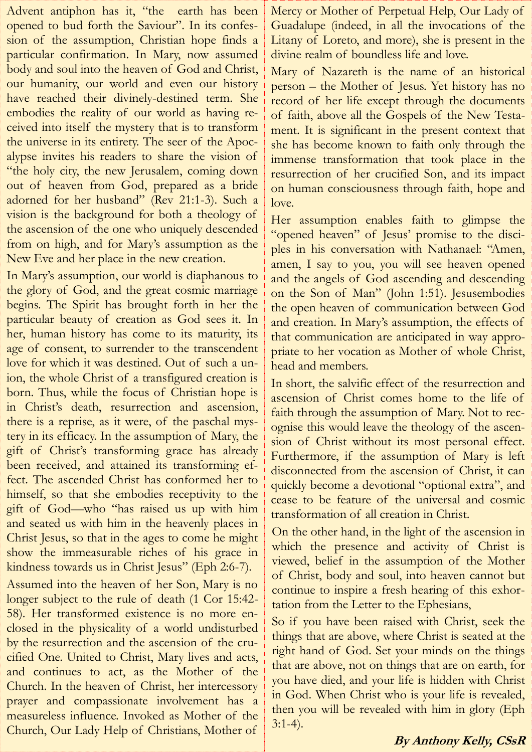Advent antiphon has it, "the earth has been opened to bud forth the Saviour". In its confession of the assumption, Christian hope finds a particular confirmation. In Mary, now assumed body and soul into the heaven of God and Christ, our humanity, our world and even our history have reached their divinely-destined term. She embodies the reality of our world as having received into itself the mystery that is to transform the universe in its entirety. The seer of the Apocalypse invites his readers to share the vision of "the holy city, the new Jerusalem, coming down out of heaven from God, prepared as a bride adorned for her husband" (Rev 21:1-3). Such a vision is the background for both a theology of the ascension of the one who uniquely descended from on high, and for Mary's assumption as the New Eve and her place in the new creation.

In Mary's assumption, our world is diaphanous to the glory of God, and the great cosmic marriage begins. The Spirit has brought forth in her the particular beauty of creation as God sees it. In her, human history has come to its maturity, its age of consent, to surrender to the transcendent love for which it was destined. Out of such a union, the whole Christ of a transfigured creation is born. Thus, while the focus of Christian hope is in Christ's death, resurrection and ascension, there is a reprise, as it were, of the paschal mystery in its efficacy. In the assumption of Mary, the gift of Christ's transforming grace has already been received, and attained its transforming effect. The ascended Christ has conformed her to himself, so that she embodies receptivity to the gift of God—who "has raised us up with him and seated us with him in the heavenly places in Christ Jesus, so that in the ages to come he might show the immeasurable riches of his grace in kindness towards us in Christ Jesus" (Eph 2:6-7).

Assumed into the heaven of her Son, Mary is no longer subject to the rule of death (1 Cor 15:42-58). Her transformed existence is no more enclosed in the physicality of a world undisturbed by the resurrection and the ascension of the crucified One. United to Christ, Mary lives and acts, and continues to act, as the Mother of the Church. In the heaven of Christ, her intercessory prayer and compassionate involvement has a measureless influence. Invoked as Mother of the Church, Our Lady Help of Christians, Mother of Mercy or Mother of Perpetual Help, Our Lady of Guadalupe (indeed, in all the invocations of the Litany of Loreto, and more), she is present in the divine realm of boundless life and love.

Mary of Nazareth is the name of an historical person – the Mother of Jesus. Yet history has no record of her life except through the documents of faith, above all the Gospels of the New Testament. It is significant in the present context that she has become known to faith only through the immense transformation that took place in the resurrection of her crucified Son, and its impact on human consciousness through faith, hope and love.

Her assumption enables faith to glimpse the "opened heaven" of Jesus' promise to the disciples in his conversation with Nathanael: "Amen, amen, I say to you, you will see heaven opened and the angels of God ascending and descending on the Son of Man" (John 1:51). Jesusembodies the open heaven of communication between God and creation. In Mary's assumption, the effects of that communication are anticipated in way appropriate to her vocation as Mother of whole Christ, head and members.

In short, the salvific effect of the resurrection and ascension of Christ comes home to the life of faith through the assumption of Mary. Not to recognise this would leave the theology of the ascension of Christ without its most personal effect. Furthermore, if the assumption of Mary is left disconnected from the ascension of Christ, it can quickly become a devotional "optional extra", and cease to be feature of the universal and cosmic transformation of all creation in Christ.

On the other hand, in the light of the ascension in which the presence and activity of Christ is viewed, belief in the assumption of the Mother of Christ, body and soul, into heaven cannot but continue to inspire a fresh hearing of this exhortation from the Letter to the Ephesians,

So if you have been raised with Christ, seek the things that are above, where Christ is seated at the right hand of God. Set your minds on the things that are above, not on things that are on earth, for you have died, and your life is hidden with Christ in God. When Christ who is your life is revealed, then you will be revealed with him in glory (Eph 3:1-4).

***By Anthony Kelly, CSsR***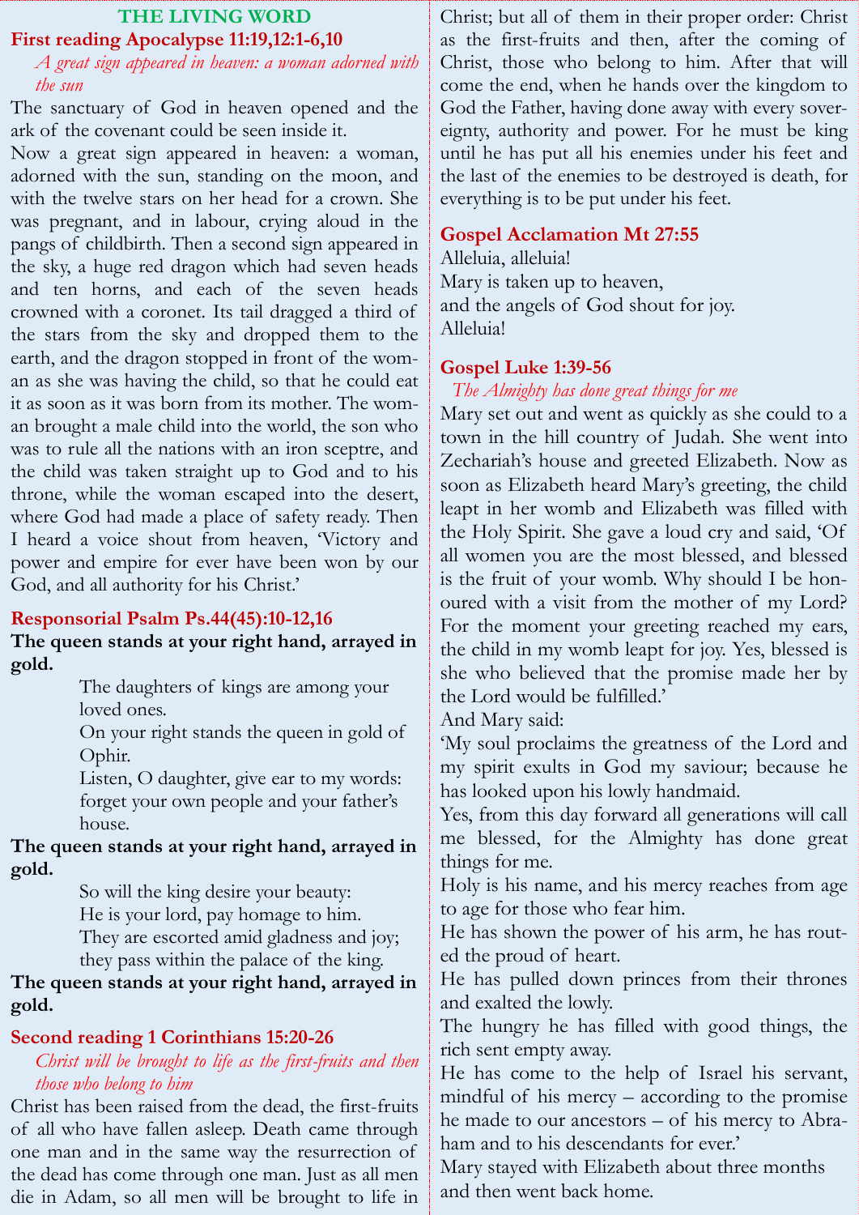## THE LIVING WORD

### First reading Apocalypse 11:19,12:1-6,10

*A great sign appeared in heaven: a woman adorned with the sun*

The sanctuary of God in heaven opened and the ark of the covenant could be seen inside it.

Now a great sign appeared in heaven: a woman, adorned with the sun, standing on the moon, and with the twelve stars on her head for a crown. She was pregnant, and in labour, crying aloud in the pangs of childbirth. Then a second sign appeared in the sky, a huge red dragon which had seven heads and ten horns, and each of the seven heads crowned with a coronet. Its tail dragged a third of the stars from the sky and dropped them to the earth, and the dragon stopped in front of the woman as she was having the child, so that he could eat it as soon as it was born from its mother. The woman brought a male child into the world, the son who was to rule all the nations with an iron sceptre, and the child was taken straight up to God and to his throne, while the woman escaped into the desert, where God had made a place of safety ready. Then I heard a voice shout from heaven, 'Victory and power and empire for ever have been won by our God, and all authority for his Christ.'

### Responsorial Psalm Ps.44(45):10-12,16

**The queen stands at your right hand, arrayed in gold.**

The daughters of kings are among your loved ones.
On your right stands the queen in gold of Ophir.
Listen, O daughter, give ear to my words:
forget your own people and your father's house.

**The queen stands at your right hand, arrayed in gold.**

So will the king desire your beauty:
He is your lord, pay homage to him.
They are escorted amid gladness and joy;
they pass within the palace of the king.

**The queen stands at your right hand, arrayed in gold.**

### Second reading 1 Corinthians 15:20-26

*Christ will be brought to life as the first-fruits and then those who belong to him*

Christ has been raised from the dead, the first-fruits of all who have fallen asleep. Death came through one man and in the same way the resurrection of the dead has come through one man. Just as all men die in Adam, so all men will be brought to life in Christ; but all of them in their proper order: Christ as the first-fruits and then, after the coming of Christ, those who belong to him. After that will come the end, when he hands over the kingdom to God the Father, having done away with every sovereignty, authority and power. For he must be king until he has put all his enemies under his feet and the last of the enemies to be destroyed is death, for everything is to be put under his feet.

### Gospel Acclamation Mt 27:55

Alleluia, alleluia!
Mary is taken up to heaven,
and the angels of God shout for joy.
Alleluia!

### Gospel Luke 1:39-56

*The Almighty has done great things for me*

Mary set out and went as quickly as she could to a town in the hill country of Judah. She went into Zechariah's house and greeted Elizabeth. Now as soon as Elizabeth heard Mary's greeting, the child leapt in her womb and Elizabeth was filled with the Holy Spirit. She gave a loud cry and said, 'Of all women you are the most blessed, and blessed is the fruit of your womb. Why should I be honoured with a visit from the mother of my Lord? For the moment your greeting reached my ears, the child in my womb leapt for joy. Yes, blessed is she who believed that the promise made her by the Lord would be fulfilled.'

And Mary said:

'My soul proclaims the greatness of the Lord and my spirit exults in God my saviour; because he has looked upon his lowly handmaid.

Yes, from this day forward all generations will call me blessed, for the Almighty has done great things for me.

Holy is his name, and his mercy reaches from age to age for those who fear him.

He has shown the power of his arm, he has routed the proud of heart.

He has pulled down princes from their thrones and exalted the lowly.

The hungry he has filled with good things, the rich sent empty away.

He has come to the help of Israel his servant, mindful of his mercy – according to the promise he made to our ancestors – of his mercy to Abraham and to his descendants for ever.'

Mary stayed with Elizabeth about three months and then went back home.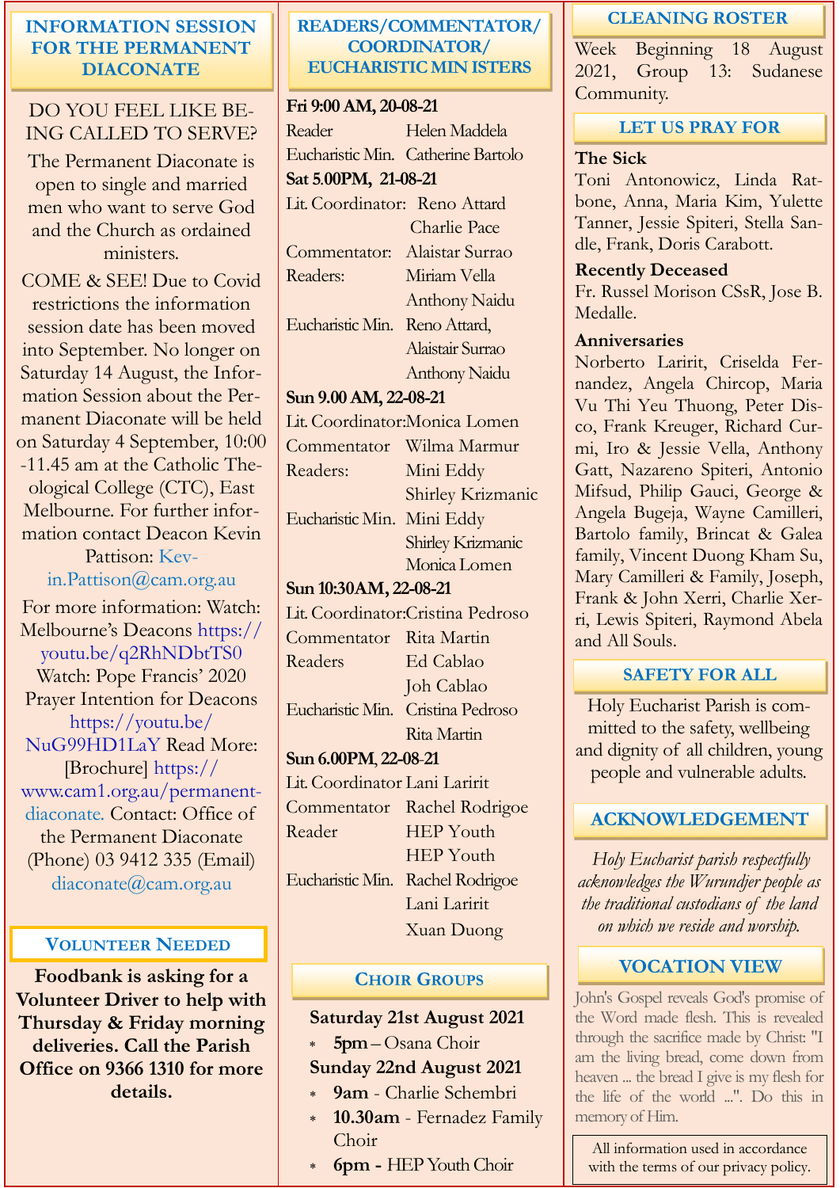## INFORMATION SESSION FOR THE PERMANENT DIACONATE

DO YOU FEEL LIKE BEING CALLED TO SERVE?

The Permanent Diaconate is open to single and married men who want to serve God and the Church as ordained ministers.

COME & SEE! Due to Covid restrictions the information session date has been moved into September. No longer on Saturday 14 August, the Information Session about the Permanent Diaconate will be held on Saturday 4 September, 10:00 -11.45 am at the Catholic Theological College (CTC), East Melbourne. For further information contact Deacon Kevin Pattison: Kevin.Pattison@cam.org.au

For more information: Watch: Melbourne's Deacons https://youtu.be/q2RhNDbtTS0 Watch: Pope Francis' 2020 Prayer Intention for Deacons https://youtu.be/NuG99HD1LaY Read More: [Brochure] https://www.cam1.org.au/permanent-diaconate. Contact: Office of the Permanent Diaconate (Phone) 03 9412 335 (Email) diaconate@cam.org.au

## VOLUNTEER NEEDED

**Foodbank is asking for a Volunteer Driver to help with Thursday & Friday morning deliveries. Call the Parish Office on 9366 1310 for more details.**

## READERS/COMMENTATOR/ COORDINATOR/ EUCHARISTIC MINISTERS

**Fri 9:00 AM, 20-08-21**

Reader — Helen Maddela
Eucharistic Min. — Catherine Bartolo

**Sat 5.00PM, 21-08-21**

Lit. Coordinator: — Reno Attard, Charlie Pace
Commentator: — Alaistar Surrao
Readers: — Miriam Vella, Anthony Naidu
Eucharistic Min. — Reno Attard, Alaistair Surrao, Anthony Naidu

**Sun 9.00 AM, 22-08-21**

Lit. Coordinator: — Monica Lomen
Commentator — Wilma Marmur
Readers: — Mini Eddy, Shirley Krizmanic
Eucharistic Min. — Mini Eddy, Shirley Krizmanic, Monica Lomen

**Sun 10:30AM, 22-08-21**

Lit. Coordinator: — Cristina Pedroso
Commentator — Rita Martin
Readers — Ed Cablao, Joh Cablao
Eucharistic Min. — Cristina Pedroso, Rita Martin

**Sun 6.00PM, 22-08-21**

Lit. Coordinator — Lani Laririt
Commentator — Rachel Rodrigoe
Reader — HEP Youth, HEP Youth
Eucharistic Min. — Rachel Rodrigoe, Lani Laririt, Xuan Duong

## CHOIR GROUPS

**Saturday 21st August 2021**

- **5pm** – Osana Choir

**Sunday 22nd August 2021**

- **9am** - Charlie Schembri
- **10.30am** - Fernadez Family Choir
- **6pm** - HEP Youth Choir

## CLEANING ROSTER

Week Beginning 18 August 2021, Group 13: Sudanese Community.

## LET US PRAY FOR

**The Sick**

Toni Antonowicz, Linda Ratbone, Anna, Maria Kim, Yulette Tanner, Jessie Spiteri, Stella Sandle, Frank, Doris Carabott.

**Recently Deceased**

Fr. Russel Morison CSsR, Jose B. Medalle.

**Anniversaries**

Norberto Laririt, Criselda Fernandez, Angela Chircop, Maria Vu Thi Yeu Thuong, Peter Disco, Frank Kreuger, Richard Curmi, Iro & Jessie Vella, Anthony Gatt, Nazareno Spiteri, Antonio Mifsud, Philip Gauci, George & Angela Bugeja, Wayne Camilleri, Bartolo family, Brincat & Galea family, Vincent Duong Kham Su, Mary Camilleri & Family, Joseph, Frank & John Xerri, Charlie Xerri, Lewis Spiteri, Raymond Abela and All Souls.

## SAFETY FOR ALL

Holy Eucharist Parish is committed to the safety, wellbeing and dignity of all children, young people and vulnerable adults.

## ACKNOWLEDGEMENT

*Holy Eucharist parish respectfully acknowledges the Wurundjer people as the traditional custodians of the land on which we reside and worship.*

## VOCATION VIEW

John's Gospel reveals God's promise of the Word made flesh. This is revealed through the sacrifice made by Christ: "I am the living bread, come down from heaven ... the bread I give is my flesh for the life of the world ...". Do this in memory of Him.

All information used in accordance with the terms of our privacy policy.